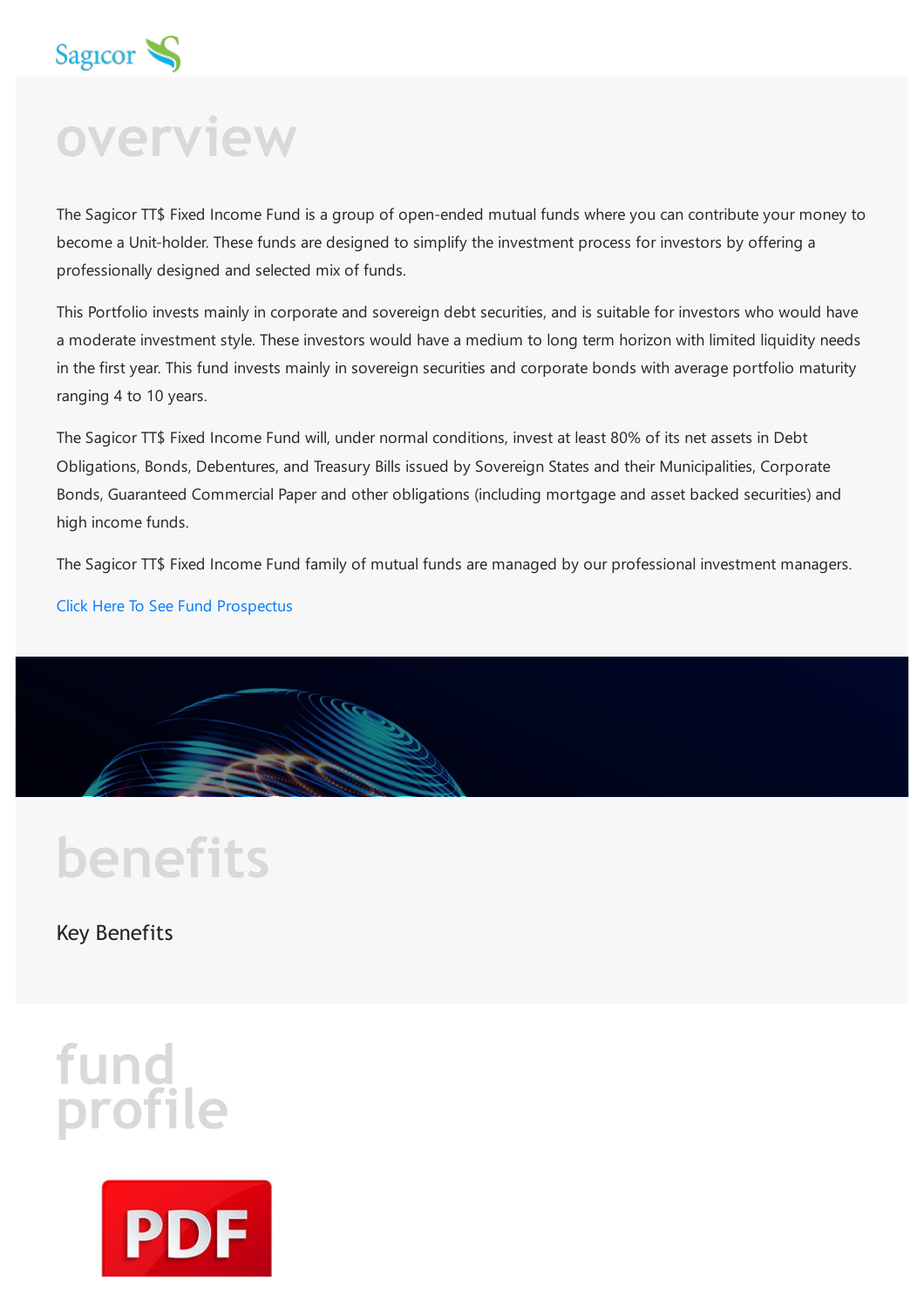# overview

The Sagicor TT$ Fixed Income Fund is a group of open-ended mutual funds where you can contribute your money to become a Unit-holder. These funds are designed to simplify the investment process for investors by offering a professionally designed and selected mix of funds.

This Portfolio invests mainly in corporate and sovereign debt securities, and is suitable for investors who would have a moderate investment style. These investors would have a medium to long term horizon with limited liquidity needs in the first year. This fund invests mainly in sovereign securities and corporate bonds with average portfolio maturity ranging 4 to 10 years.

The Sagicor TT$ Fixed Income Fund will, under normal conditions, invest at least 80% of its net assets in Debt Obligations, Bonds, Debentures, and Treasury Bills issued by Sovereign States and their Municipalities, Corporate Bonds, Guaranteed Commercial Paper and other obligations (including mortgage and asset backed securities) and high income funds.

The Sagicor TT$ Fixed Income Fund family of mutual funds are managed by our professional investment managers.

Click Here To See Fund Prospectus

# benefits

## Key Benefits

# fund profile

PDF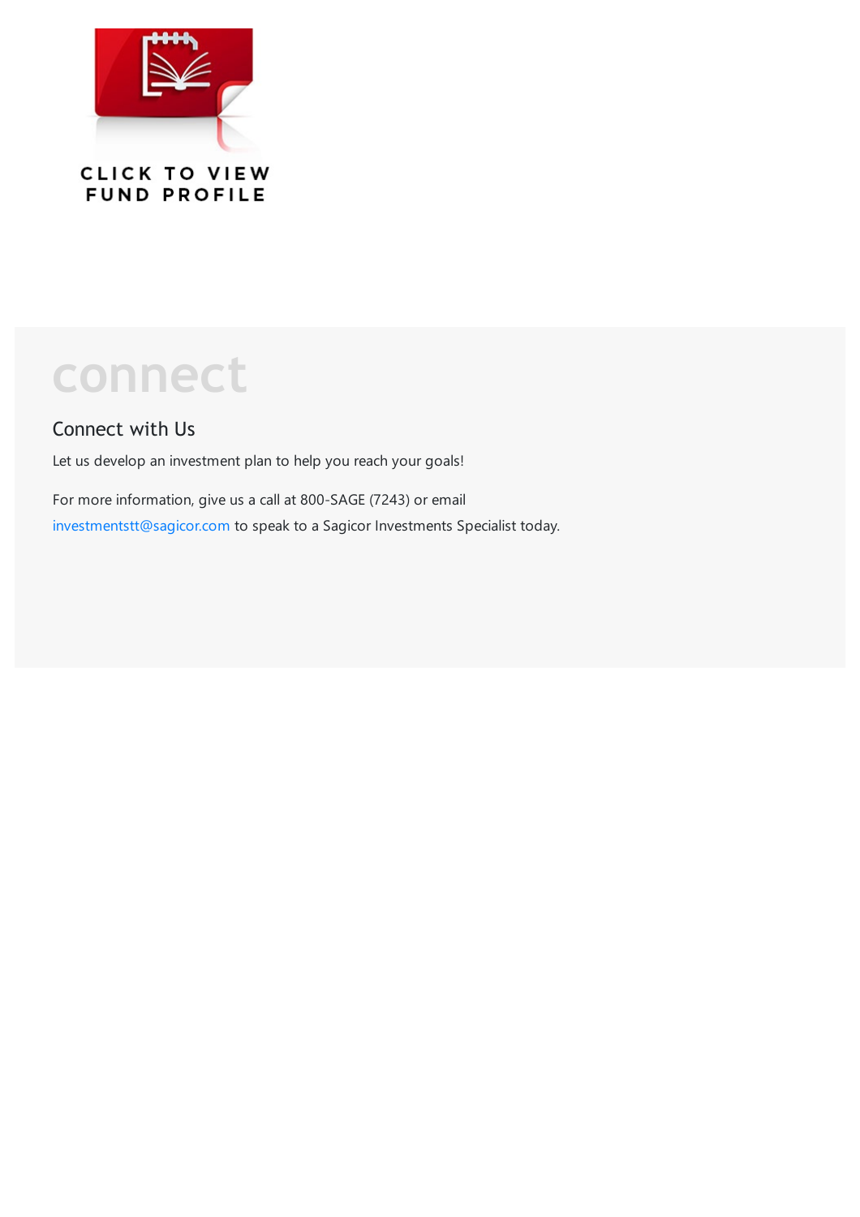CLICK TO VIEW FUND PROFILE

connect

## Connect with Us

Let us develop an investment plan to help you reach your goals!

For more information, give us a call at 800-SAGE (7243) or email investmentstt@sagicor.com to speak to a Sagicor Investments Specialist today.